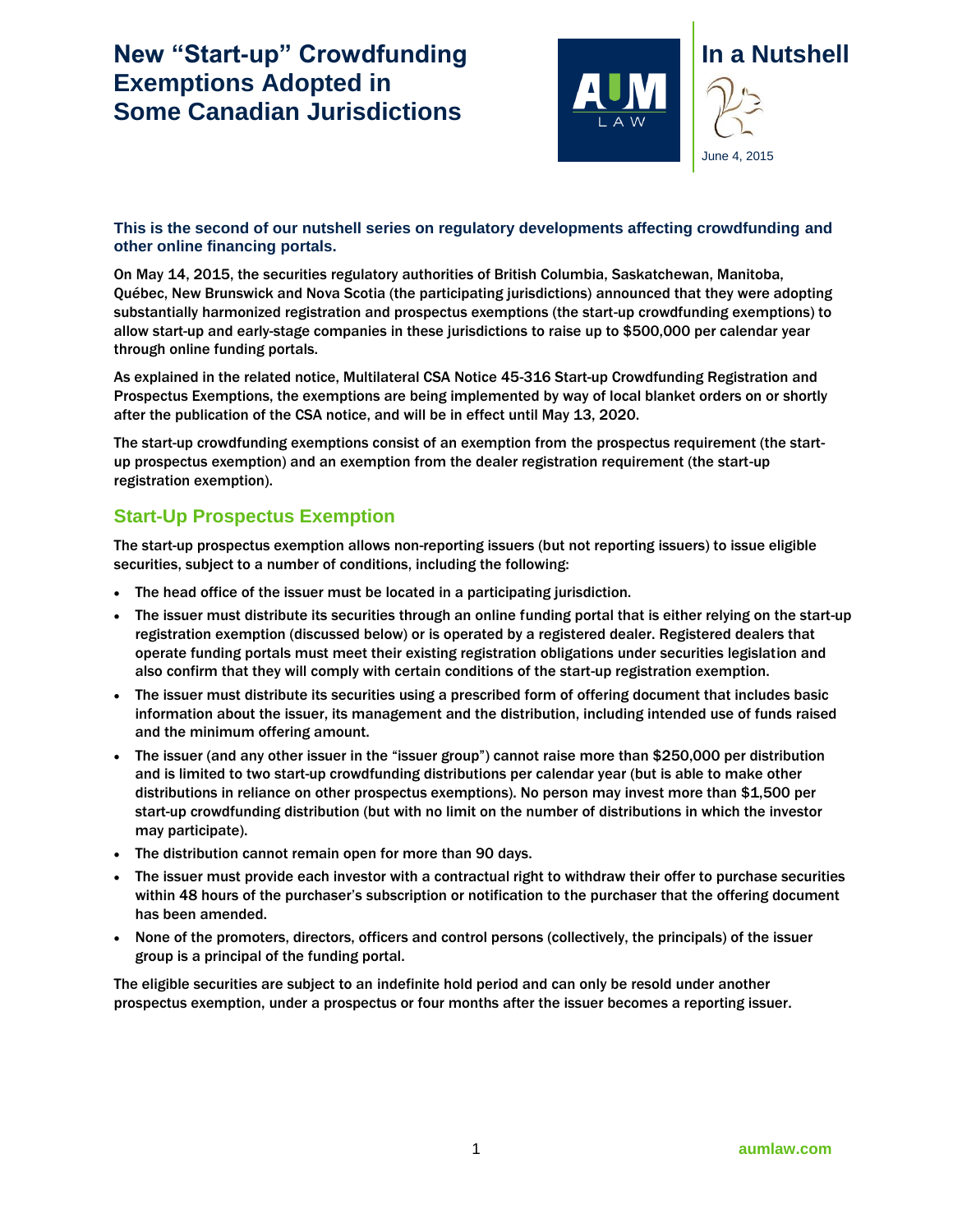# New "Start-up" Crowdfunding Exemptions Adopted in Some Canadian Jurisdictions

In a Nutshell

June 4, 2015

**This is the second of our nutshell series on regulatory developments affecting crowdfunding and other online financing portals.**

On May 14, 2015, the securities regulatory authorities of British Columbia, Saskatchewan, Manitoba, Québec, New Brunswick and Nova Scotia (the participating jurisdictions) announced that they were adopting substantially harmonized registration and prospectus exemptions (the start-up crowdfunding exemptions) to allow start-up and early-stage companies in these jurisdictions to raise up to $500,000 per calendar year through online funding portals.

As explained in the related notice, Multilateral CSA Notice 45-316 Start-up Crowdfunding Registration and Prospectus Exemptions, the exemptions are being implemented by way of local blanket orders on or shortly after the publication of the CSA notice, and will be in effect until May 13, 2020.

The start-up crowdfunding exemptions consist of an exemption from the prospectus requirement (the start-up prospectus exemption) and an exemption from the dealer registration requirement (the start-up registration exemption).

## Start-Up Prospectus Exemption

The start-up prospectus exemption allows non-reporting issuers (but not reporting issuers) to issue eligible securities, subject to a number of conditions, including the following:

- The head office of the issuer must be located in a participating jurisdiction.
- The issuer must distribute its securities through an online funding portal that is either relying on the start-up registration exemption (discussed below) or is operated by a registered dealer. Registered dealers that operate funding portals must meet their existing registration obligations under securities legislation and also confirm that they will comply with certain conditions of the start-up registration exemption.
- The issuer must distribute its securities using a prescribed form of offering document that includes basic information about the issuer, its management and the distribution, including intended use of funds raised and the minimum offering amount.
- The issuer (and any other issuer in the "issuer group") cannot raise more than $250,000 per distribution and is limited to two start-up crowdfunding distributions per calendar year (but is able to make other distributions in reliance on other prospectus exemptions). No person may invest more than $1,500 per start-up crowdfunding distribution (but with no limit on the number of distributions in which the investor may participate).
- The distribution cannot remain open for more than 90 days.
- The issuer must provide each investor with a contractual right to withdraw their offer to purchase securities within 48 hours of the purchaser's subscription or notification to the purchaser that the offering document has been amended.
- None of the promoters, directors, officers and control persons (collectively, the principals) of the issuer group is a principal of the funding portal.

The eligible securities are subject to an indefinite hold period and can only be resold under another prospectus exemption, under a prospectus or four months after the issuer becomes a reporting issuer.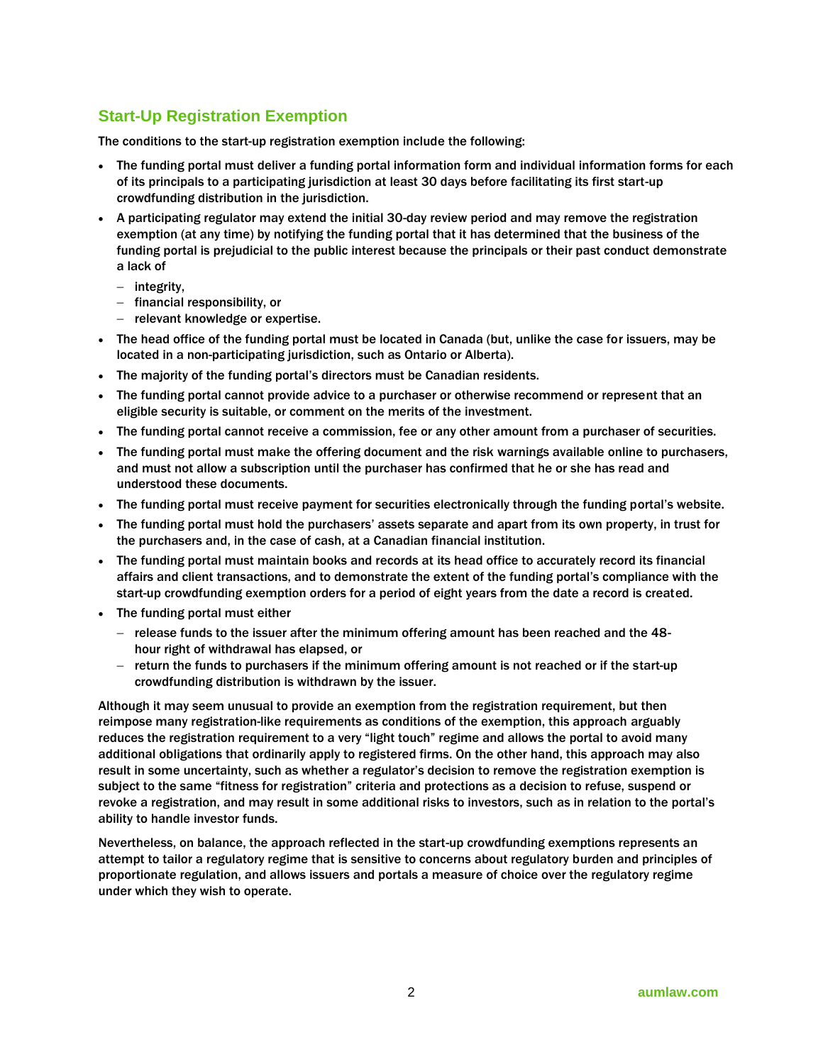## Start-Up Registration Exemption

The conditions to the start-up registration exemption include the following:

- The funding portal must deliver a funding portal information form and individual information forms for each of its principals to a participating jurisdiction at least 30 days before facilitating its first start-up crowdfunding distribution in the jurisdiction.
- A participating regulator may extend the initial 30-day review period and may remove the registration exemption (at any time) by notifying the funding portal that it has determined that the business of the funding portal is prejudicial to the public interest because the principals or their past conduct demonstrate a lack of
  - integrity,
  - financial responsibility, or
  - relevant knowledge or expertise.
- The head office of the funding portal must be located in Canada (but, unlike the case for issuers, may be located in a non-participating jurisdiction, such as Ontario or Alberta).
- The majority of the funding portal's directors must be Canadian residents.
- The funding portal cannot provide advice to a purchaser or otherwise recommend or represent that an eligible security is suitable, or comment on the merits of the investment.
- The funding portal cannot receive a commission, fee or any other amount from a purchaser of securities.
- The funding portal must make the offering document and the risk warnings available online to purchasers, and must not allow a subscription until the purchaser has confirmed that he or she has read and understood these documents.
- The funding portal must receive payment for securities electronically through the funding portal's website.
- The funding portal must hold the purchasers' assets separate and apart from its own property, in trust for the purchasers and, in the case of cash, at a Canadian financial institution.
- The funding portal must maintain books and records at its head office to accurately record its financial affairs and client transactions, and to demonstrate the extent of the funding portal's compliance with the start-up crowdfunding exemption orders for a period of eight years from the date a record is created.
- The funding portal must either
  - release funds to the issuer after the minimum offering amount has been reached and the 48-hour right of withdrawal has elapsed, or
  - return the funds to purchasers if the minimum offering amount is not reached or if the start-up crowdfunding distribution is withdrawn by the issuer.

Although it may seem unusual to provide an exemption from the registration requirement, but then reimpose many registration-like requirements as conditions of the exemption, this approach arguably reduces the registration requirement to a very "light touch" regime and allows the portal to avoid many additional obligations that ordinarily apply to registered firms. On the other hand, this approach may also result in some uncertainty, such as whether a regulator's decision to remove the registration exemption is subject to the same "fitness for registration" criteria and protections as a decision to refuse, suspend or revoke a registration, and may result in some additional risks to investors, such as in relation to the portal's ability to handle investor funds.

Nevertheless, on balance, the approach reflected in the start-up crowdfunding exemptions represents an attempt to tailor a regulatory regime that is sensitive to concerns about regulatory burden and principles of proportionate regulation, and allows issuers and portals a measure of choice over the regulatory regime under which they wish to operate.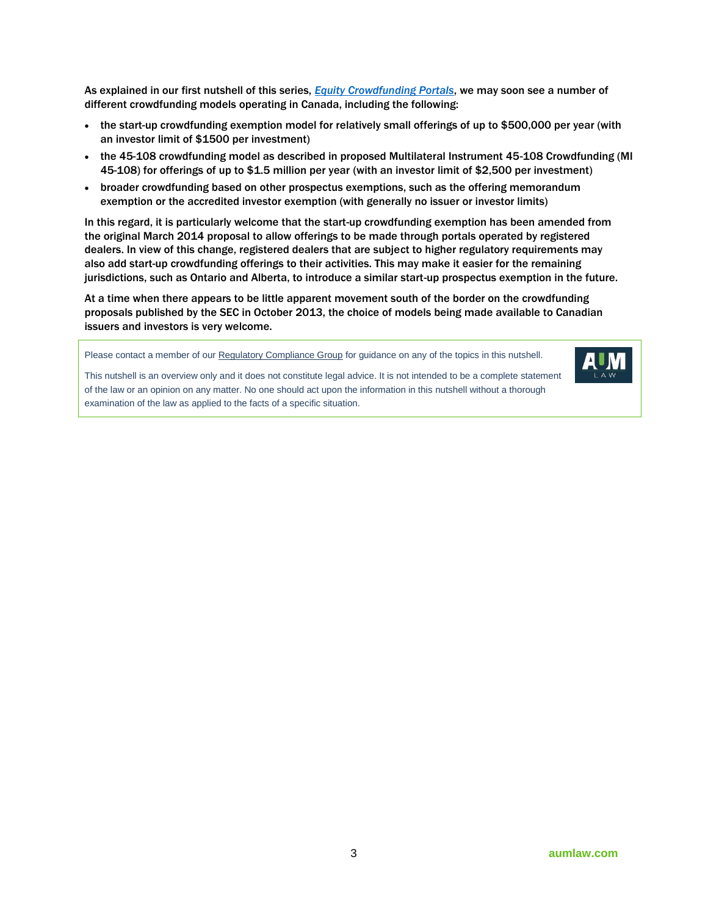As explained in our first nutshell of this series, *Equity Crowdfunding Portals*, we may soon see a number of different crowdfunding models operating in Canada, including the following:

- the start-up crowdfunding exemption model for relatively small offerings of up to $500,000 per year (with an investor limit of $1500 per investment)
- the 45-108 crowdfunding model as described in proposed Multilateral Instrument 45-108 Crowdfunding (MI 45-108) for offerings of up to $1.5 million per year (with an investor limit of $2,500 per investment)
- broader crowdfunding based on other prospectus exemptions, such as the offering memorandum exemption or the accredited investor exemption (with generally no issuer or investor limits)

In this regard, it is particularly welcome that the start-up crowdfunding exemption has been amended from the original March 2014 proposal to allow offerings to be made through portals operated by registered dealers. In view of this change, registered dealers that are subject to higher regulatory requirements may also add start-up crowdfunding offerings to their activities. This may make it easier for the remaining jurisdictions, such as Ontario and Alberta, to introduce a similar start-up prospectus exemption in the future.

At a time when there appears to be little apparent movement south of the border on the crowdfunding proposals published by the SEC in October 2013, the choice of models being made available to Canadian issuers and investors is very welcome.

---

Please contact a member of our Regulatory Compliance Group for guidance on any of the topics in this nutshell.

This nutshell is an overview only and it does not constitute legal advice. It is not intended to be a complete statement of the law or an opinion on any matter. No one should act upon the information in this nutshell without a thorough examination of the law as applied to the facts of a specific situation.

AUM LAW

aumlaw.com